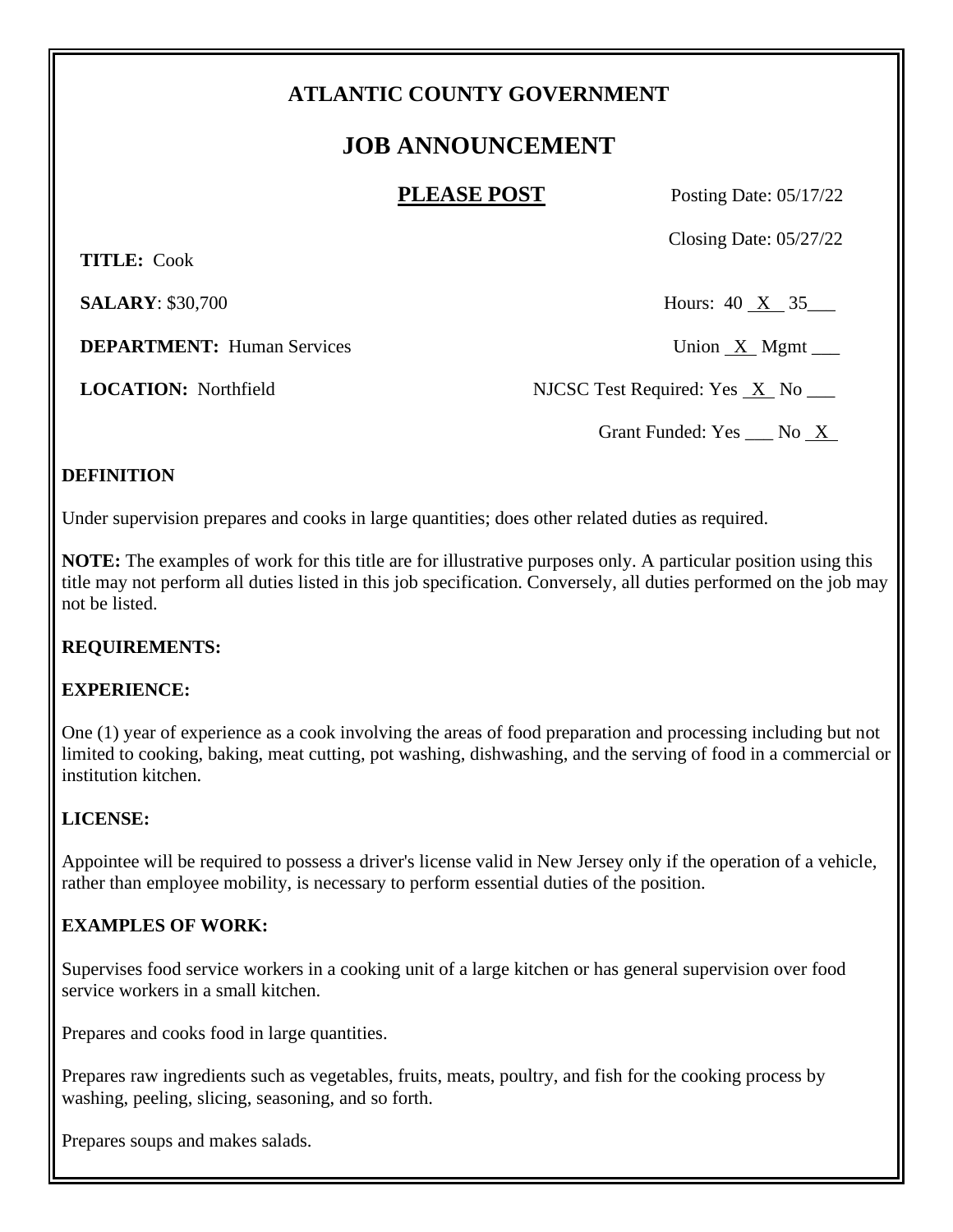# ATLANTIC COUNTY GOVERNMENT

## JOB ANNOUNCEMENT

**PLEASE POST**

Posting Date: 05/17/22

Closing Date: 05/27/22

**TITLE:** Cook

**SALARY**: $30,700

Hours: 40 _X_ 35___

**DEPARTMENT:** Human Services

Union _X_ Mgmt ___

**LOCATION:** Northfield

NJCSC Test Required: Yes _X_ No ___

Grant Funded: Yes ___ No _X_

**DEFINITION**

Under supervision prepares and cooks in large quantities; does other related duties as required.

**NOTE:** The examples of work for this title are for illustrative purposes only. A particular position using this title may not perform all duties listed in this job specification. Conversely, all duties performed on the job may not be listed.

**REQUIREMENTS:**

**EXPERIENCE:**

One (1) year of experience as a cook involving the areas of food preparation and processing including but not limited to cooking, baking, meat cutting, pot washing, dishwashing, and the serving of food in a commercial or institution kitchen.

**LICENSE:**

Appointee will be required to possess a driver's license valid in New Jersey only if the operation of a vehicle, rather than employee mobility, is necessary to perform essential duties of the position.

**EXAMPLES OF WORK:**

Supervises food service workers in a cooking unit of a large kitchen or has general supervision over food service workers in a small kitchen.

Prepares and cooks food in large quantities.

Prepares raw ingredients such as vegetables, fruits, meats, poultry, and fish for the cooking process by washing, peeling, slicing, seasoning, and so forth.

Prepares soups and makes salads.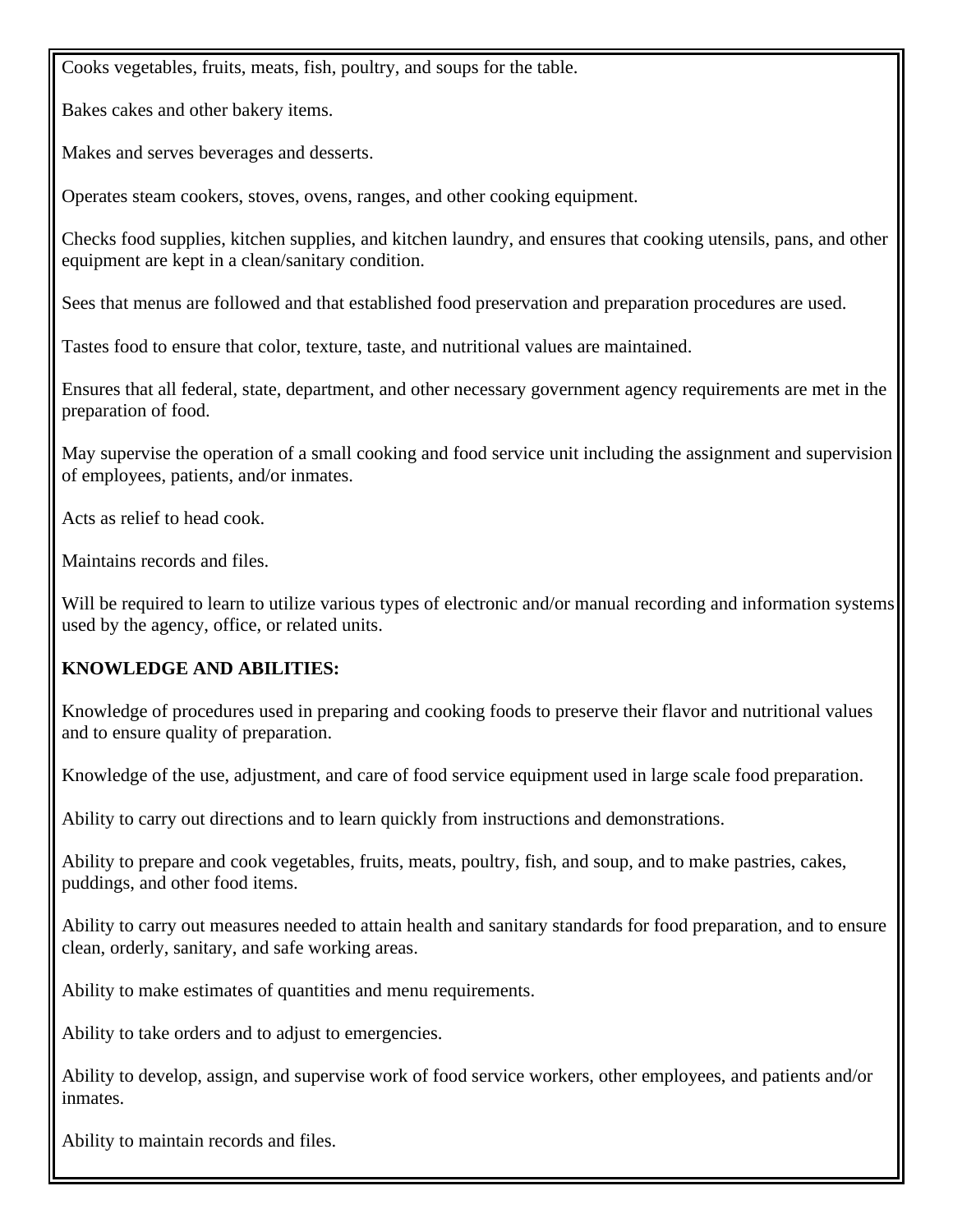Cooks vegetables, fruits, meats, fish, poultry, and soups for the table.

Bakes cakes and other bakery items.

Makes and serves beverages and desserts.

Operates steam cookers, stoves, ovens, ranges, and other cooking equipment.

Checks food supplies, kitchen supplies, and kitchen laundry, and ensures that cooking utensils, pans, and other equipment are kept in a clean/sanitary condition.

Sees that menus are followed and that established food preservation and preparation procedures are used.

Tastes food to ensure that color, texture, taste, and nutritional values are maintained.

Ensures that all federal, state, department, and other necessary government agency requirements are met in the preparation of food.

May supervise the operation of a small cooking and food service unit including the assignment and supervision of employees, patients, and/or inmates.

Acts as relief to head cook.

Maintains records and files.

Will be required to learn to utilize various types of electronic and/or manual recording and information systems used by the agency, office, or related units.

**KNOWLEDGE AND ABILITIES:**

Knowledge of procedures used in preparing and cooking foods to preserve their flavor and nutritional values and to ensure quality of preparation.

Knowledge of the use, adjustment, and care of food service equipment used in large scale food preparation.

Ability to carry out directions and to learn quickly from instructions and demonstrations.

Ability to prepare and cook vegetables, fruits, meats, poultry, fish, and soup, and to make pastries, cakes, puddings, and other food items.

Ability to carry out measures needed to attain health and sanitary standards for food preparation, and to ensure clean, orderly, sanitary, and safe working areas.

Ability to make estimates of quantities and menu requirements.

Ability to take orders and to adjust to emergencies.

Ability to develop, assign, and supervise work of food service workers, other employees, and patients and/or inmates.

Ability to maintain records and files.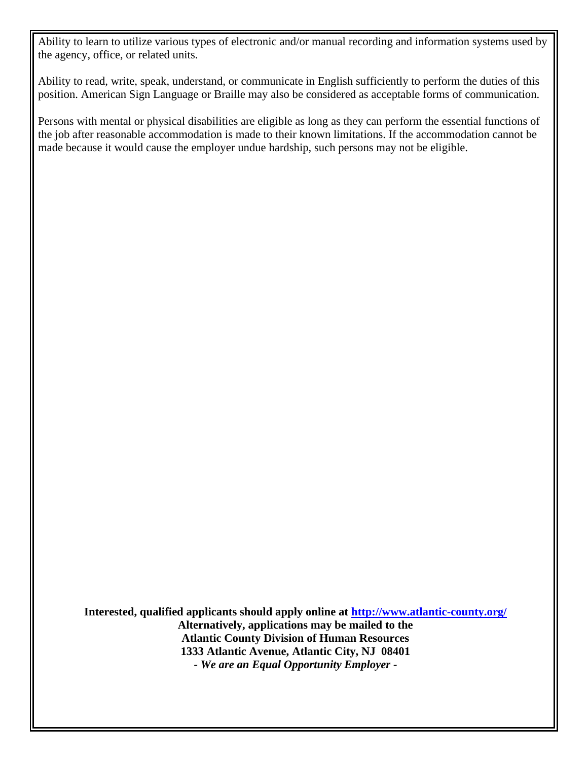Ability to learn to utilize various types of electronic and/or manual recording and information systems used by the agency, office, or related units.

Ability to read, write, speak, understand, or communicate in English sufficiently to perform the duties of this position. American Sign Language or Braille may also be considered as acceptable forms of communication.

Persons with mental or physical disabilities are eligible as long as they can perform the essential functions of the job after reasonable accommodation is made to their known limitations. If the accommodation cannot be made because it would cause the employer undue hardship, such persons may not be eligible.

**Interested, qualified applicants should apply online at [http://www.atlantic-county.org/](http://www.atlantic-county.org/)**
**Alternatively, applications may be mailed to the**
**Atlantic County Division of Human Resources**
**1333 Atlantic Avenue, Atlantic City, NJ 08401**
***- We are an Equal Opportunity Employer -***